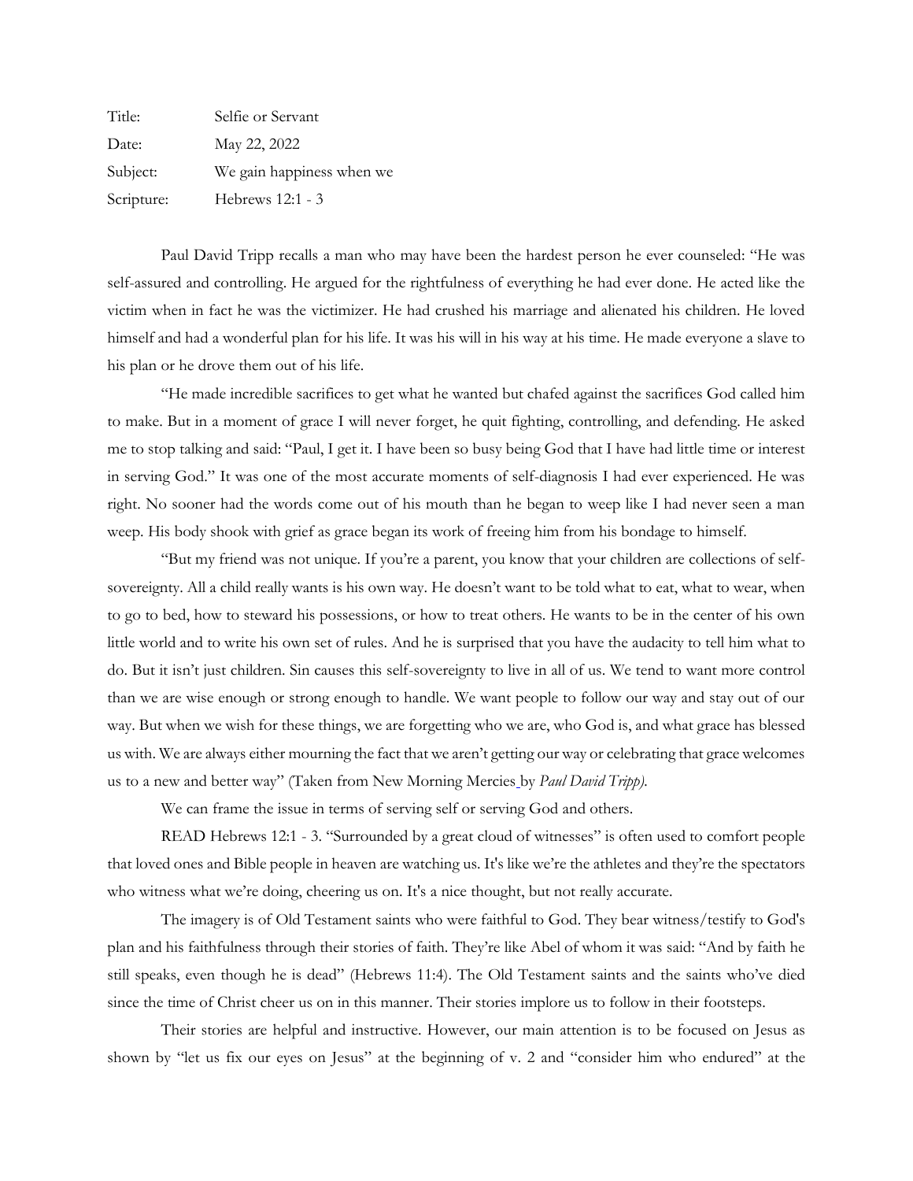| | |
|---|---|
| Title: | Selfie or Servant |
| Date: | May 22, 2022 |
| Subject: | We gain happiness when we |
| Scripture: | Hebrews 12:1 - 3 |

Paul David Tripp recalls a man who may have been the hardest person he ever counseled: "He was self-assured and controlling. He argued for the rightfulness of everything he had ever done. He acted like the victim when in fact he was the victimizer. He had crushed his marriage and alienated his children. He loved himself and had a wonderful plan for his life. It was his will in his way at his time. He made everyone a slave to his plan or he drove them out of his life.

"He made incredible sacrifices to get what he wanted but chafed against the sacrifices God called him to make. But in a moment of grace I will never forget, he quit fighting, controlling, and defending. He asked me to stop talking and said: "Paul, I get it. I have been so busy being God that I have had little time or interest in serving God." It was one of the most accurate moments of self-diagnosis I had ever experienced. He was right. No sooner had the words come out of his mouth than he began to weep like I had never seen a man weep. His body shook with grief as grace began its work of freeing him from his bondage to himself.

"But my friend was not unique. If you're a parent, you know that your children are collections of self-sovereignty. All a child really wants is his own way. He doesn't want to be told what to eat, what to wear, when to go to bed, how to steward his possessions, or how to treat others. He wants to be in the center of his own little world and to write his own set of rules. And he is surprised that you have the audacity to tell him what to do. But it isn't just children. Sin causes this self-sovereignty to live in all of us. We tend to want more control than we are wise enough or strong enough to handle. We want people to follow our way and stay out of our way. But when we wish for these things, we are forgetting who we are, who God is, and what grace has blessed us with. We are always either mourning the fact that we aren't getting our way or celebrating that grace welcomes us to a new and better way" (Taken from New Morning Mercies by *Paul David Tripp).*

We can frame the issue in terms of serving self or serving God and others.

READ Hebrews 12:1 - 3. "Surrounded by a great cloud of witnesses" is often used to comfort people that loved ones and Bible people in heaven are watching us. It's like we're the athletes and they're the spectators who witness what we're doing, cheering us on. It's a nice thought, but not really accurate.

The imagery is of Old Testament saints who were faithful to God. They bear witness/testify to God's plan and his faithfulness through their stories of faith. They're like Abel of whom it was said: "And by faith he still speaks, even though he is dead" (Hebrews 11:4). The Old Testament saints and the saints who've died since the time of Christ cheer us on in this manner. Their stories implore us to follow in their footsteps.

Their stories are helpful and instructive. However, our main attention is to be focused on Jesus as shown by "let us fix our eyes on Jesus" at the beginning of v. 2 and "consider him who endured" at the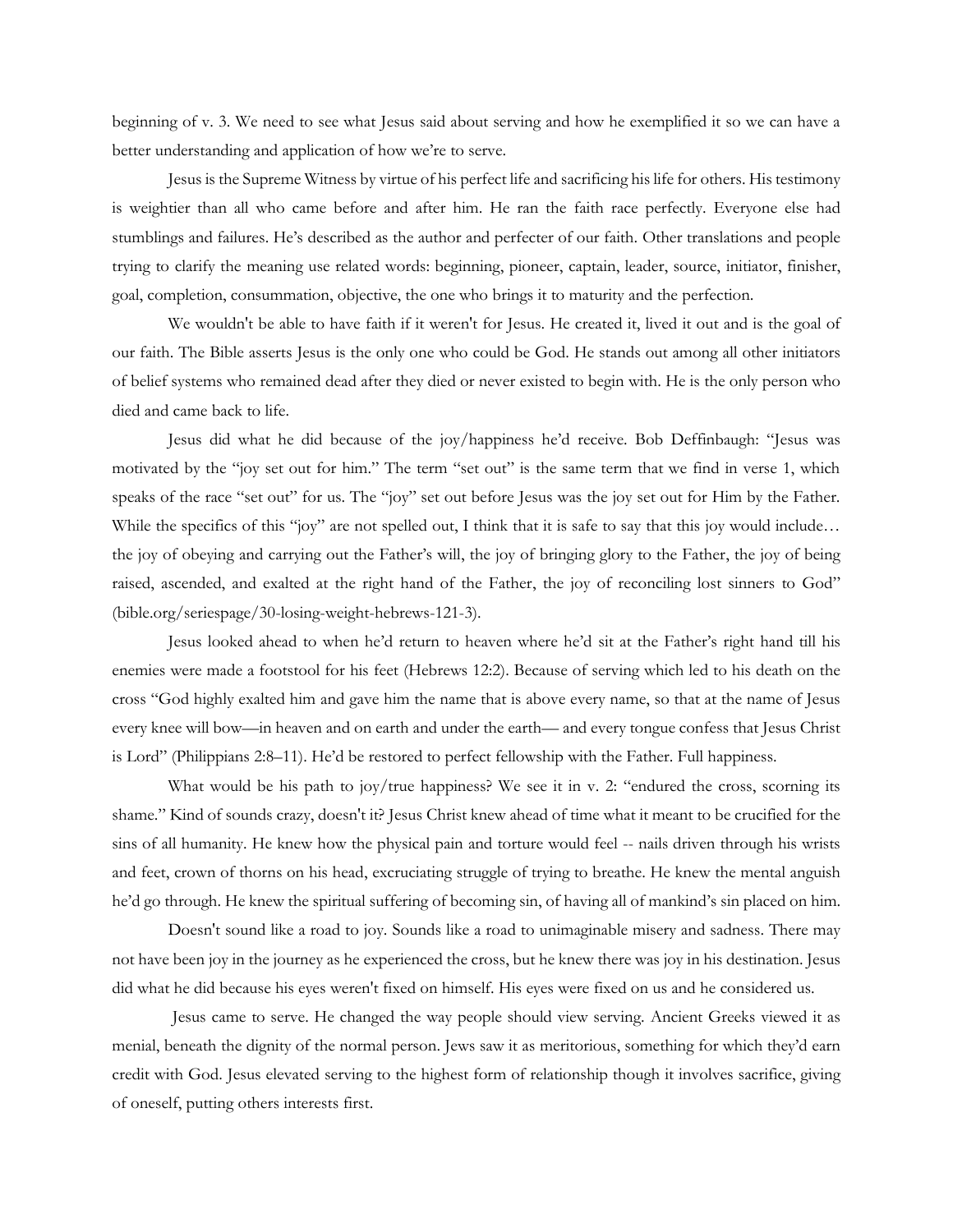beginning of v. 3. We need to see what Jesus said about serving and how he exemplified it so we can have a better understanding and application of how we're to serve.

Jesus is the Supreme Witness by virtue of his perfect life and sacrificing his life for others. His testimony is weightier than all who came before and after him. He ran the faith race perfectly. Everyone else had stumblings and failures. He's described as the author and perfecter of our faith. Other translations and people trying to clarify the meaning use related words: beginning, pioneer, captain, leader, source, initiator, finisher, goal, completion, consummation, objective, the one who brings it to maturity and the perfection.

We wouldn't be able to have faith if it weren't for Jesus. He created it, lived it out and is the goal of our faith. The Bible asserts Jesus is the only one who could be God. He stands out among all other initiators of belief systems who remained dead after they died or never existed to begin with. He is the only person who died and came back to life.

Jesus did what he did because of the joy/happiness he'd receive. Bob Deffinbaugh: "Jesus was motivated by the "joy set out for him." The term "set out" is the same term that we find in verse 1, which speaks of the race "set out" for us. The "joy" set out before Jesus was the joy set out for Him by the Father. While the specifics of this "joy" are not spelled out, I think that it is safe to say that this joy would include… the joy of obeying and carrying out the Father's will, the joy of bringing glory to the Father, the joy of being raised, ascended, and exalted at the right hand of the Father, the joy of reconciling lost sinners to God" (bible.org/seriespage/30-losing-weight-hebrews-121-3).

Jesus looked ahead to when he'd return to heaven where he'd sit at the Father's right hand till his enemies were made a footstool for his feet (Hebrews 12:2). Because of serving which led to his death on the cross "God highly exalted him and gave him the name that is above every name, so that at the name of Jesus every knee will bow—in heaven and on earth and under the earth— and every tongue confess that Jesus Christ is Lord" (Philippians 2:8–11). He'd be restored to perfect fellowship with the Father. Full happiness.

What would be his path to joy/true happiness? We see it in v. 2: "endured the cross, scorning its shame." Kind of sounds crazy, doesn't it? Jesus Christ knew ahead of time what it meant to be crucified for the sins of all humanity. He knew how the physical pain and torture would feel -- nails driven through his wrists and feet, crown of thorns on his head, excruciating struggle of trying to breathe. He knew the mental anguish he'd go through. He knew the spiritual suffering of becoming sin, of having all of mankind's sin placed on him.

Doesn't sound like a road to joy. Sounds like a road to unimaginable misery and sadness. There may not have been joy in the journey as he experienced the cross, but he knew there was joy in his destination. Jesus did what he did because his eyes weren't fixed on himself. His eyes were fixed on us and he considered us.

Jesus came to serve. He changed the way people should view serving. Ancient Greeks viewed it as menial, beneath the dignity of the normal person. Jews saw it as meritorious, something for which they'd earn credit with God. Jesus elevated serving to the highest form of relationship though it involves sacrifice, giving of oneself, putting others interests first.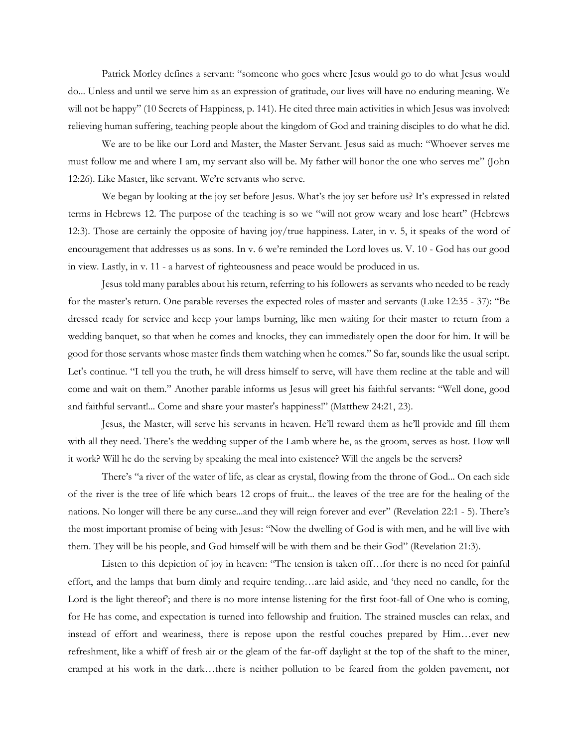Patrick Morley defines a servant: "someone who goes where Jesus would go to do what Jesus would do... Unless and until we serve him as an expression of gratitude, our lives will have no enduring meaning. We will not be happy" (10 Secrets of Happiness, p. 141). He cited three main activities in which Jesus was involved: relieving human suffering, teaching people about the kingdom of God and training disciples to do what he did.

We are to be like our Lord and Master, the Master Servant. Jesus said as much: "Whoever serves me must follow me and where I am, my servant also will be. My father will honor the one who serves me" (John 12:26). Like Master, like servant. We're servants who serve.

We began by looking at the joy set before Jesus. What's the joy set before us? It's expressed in related terms in Hebrews 12. The purpose of the teaching is so we "will not grow weary and lose heart" (Hebrews 12:3). Those are certainly the opposite of having joy/true happiness. Later, in v. 5, it speaks of the word of encouragement that addresses us as sons. In v. 6 we're reminded the Lord loves us. V. 10 - God has our good in view. Lastly, in v. 11 - a harvest of righteousness and peace would be produced in us.

Jesus told many parables about his return, referring to his followers as servants who needed to be ready for the master's return. One parable reverses the expected roles of master and servants (Luke 12:35 - 37): "Be dressed ready for service and keep your lamps burning, like men waiting for their master to return from a wedding banquet, so that when he comes and knocks, they can immediately open the door for him. It will be good for those servants whose master finds them watching when he comes." So far, sounds like the usual script. Let's continue. "I tell you the truth, he will dress himself to serve, will have them recline at the table and will come and wait on them." Another parable informs us Jesus will greet his faithful servants: "Well done, good and faithful servant!... Come and share your master's happiness!" (Matthew 24:21, 23).

Jesus, the Master, will serve his servants in heaven. He'll reward them as he'll provide and fill them with all they need. There's the wedding supper of the Lamb where he, as the groom, serves as host. How will it work? Will he do the serving by speaking the meal into existence? Will the angels be the servers?

There's "a river of the water of life, as clear as crystal, flowing from the throne of God... On each side of the river is the tree of life which bears 12 crops of fruit... the leaves of the tree are for the healing of the nations. No longer will there be any curse...and they will reign forever and ever" (Revelation 22:1 - 5). There's the most important promise of being with Jesus: "Now the dwelling of God is with men, and he will live with them. They will be his people, and God himself will be with them and be their God" (Revelation 21:3).

Listen to this depiction of joy in heaven: "The tension is taken off…for there is no need for painful effort, and the lamps that burn dimly and require tending…are laid aside, and 'they need no candle, for the Lord is the light thereof'; and there is no more intense listening for the first foot-fall of One who is coming, for He has come, and expectation is turned into fellowship and fruition. The strained muscles can relax, and instead of effort and weariness, there is repose upon the restful couches prepared by Him…ever new refreshment, like a whiff of fresh air or the gleam of the far-off daylight at the top of the shaft to the miner, cramped at his work in the dark…there is neither pollution to be feared from the golden pavement, nor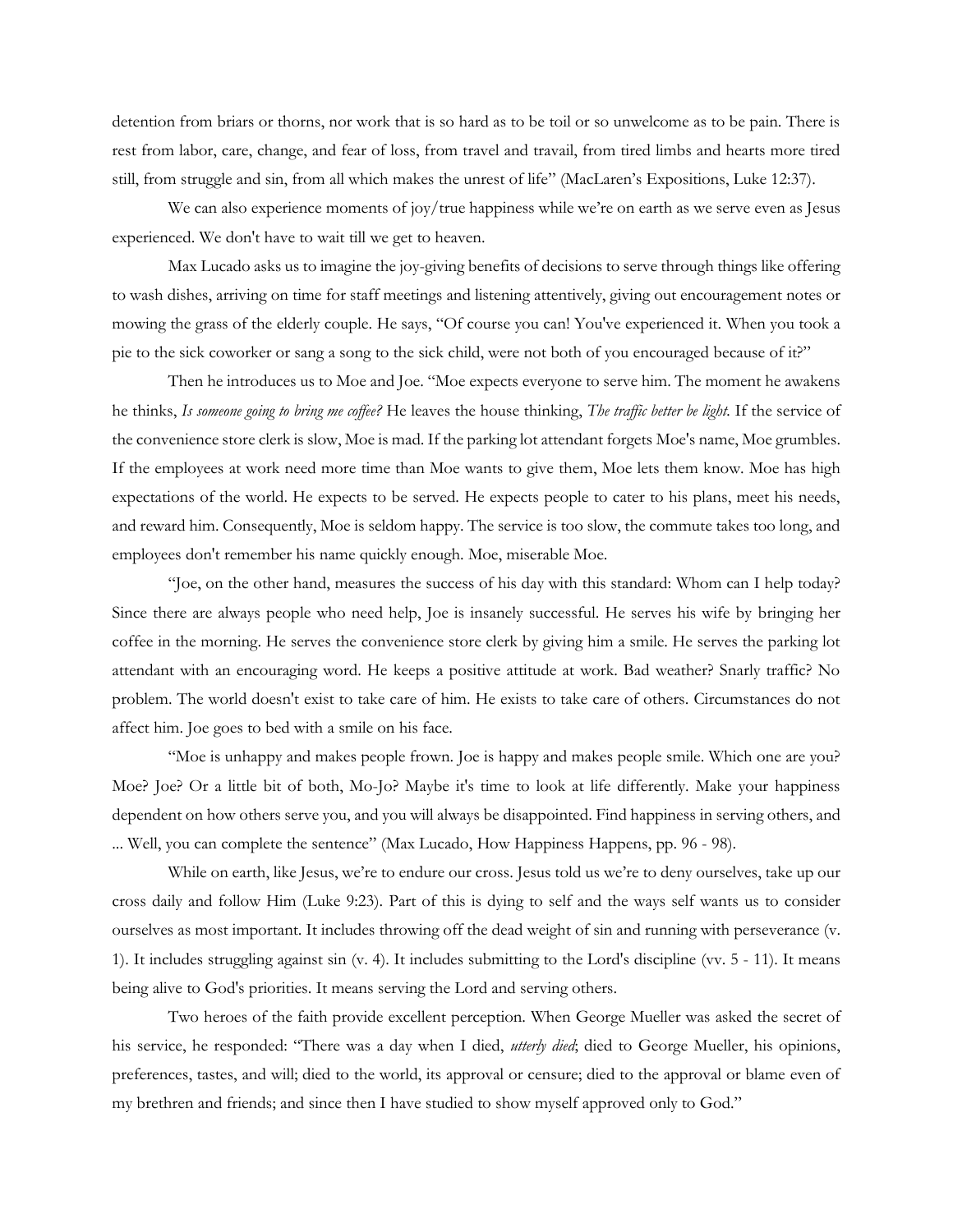detention from briars or thorns, nor work that is so hard as to be toil or so unwelcome as to be pain. There is rest from labor, care, change, and fear of loss, from travel and travail, from tired limbs and hearts more tired still, from struggle and sin, from all which makes the unrest of life" (MacLaren's Expositions, Luke 12:37).

We can also experience moments of joy/true happiness while we're on earth as we serve even as Jesus experienced. We don't have to wait till we get to heaven.

Max Lucado asks us to imagine the joy-giving benefits of decisions to serve through things like offering to wash dishes, arriving on time for staff meetings and listening attentively, giving out encouragement notes or mowing the grass of the elderly couple. He says, "Of course you can! You've experienced it. When you took a pie to the sick coworker or sang a song to the sick child, were not both of you encouraged because of it?"

Then he introduces us to Moe and Joe. "Moe expects everyone to serve him. The moment he awakens he thinks, *Is someone going to bring me coffee?* He leaves the house thinking, *The traffic better be light.* If the service of the convenience store clerk is slow, Moe is mad. If the parking lot attendant forgets Moe's name, Moe grumbles. If the employees at work need more time than Moe wants to give them, Moe lets them know. Moe has high expectations of the world. He expects to be served. He expects people to cater to his plans, meet his needs, and reward him. Consequently, Moe is seldom happy. The service is too slow, the commute takes too long, and employees don't remember his name quickly enough. Moe, miserable Moe.

"Joe, on the other hand, measures the success of his day with this standard: Whom can I help today? Since there are always people who need help, Joe is insanely successful. He serves his wife by bringing her coffee in the morning. He serves the convenience store clerk by giving him a smile. He serves the parking lot attendant with an encouraging word. He keeps a positive attitude at work. Bad weather? Snarly traffic? No problem. The world doesn't exist to take care of him. He exists to take care of others. Circumstances do not affect him. Joe goes to bed with a smile on his face.

"Moe is unhappy and makes people frown. Joe is happy and makes people smile. Which one are you? Moe? Joe? Or a little bit of both, Mo-Jo? Maybe it's time to look at life differently. Make your happiness dependent on how others serve you, and you will always be disappointed. Find happiness in serving others, and ... Well, you can complete the sentence" (Max Lucado, How Happiness Happens, pp. 96 - 98).

While on earth, like Jesus, we're to endure our cross. Jesus told us we're to deny ourselves, take up our cross daily and follow Him (Luke 9:23). Part of this is dying to self and the ways self wants us to consider ourselves as most important. It includes throwing off the dead weight of sin and running with perseverance (v. 1). It includes struggling against sin (v. 4). It includes submitting to the Lord's discipline (vv. 5 - 11). It means being alive to God's priorities. It means serving the Lord and serving others.

Two heroes of the faith provide excellent perception. When George Mueller was asked the secret of his service, he responded: "There was a day when I died, *utterly died*; died to George Mueller, his opinions, preferences, tastes, and will; died to the world, its approval or censure; died to the approval or blame even of my brethren and friends; and since then I have studied to show myself approved only to God."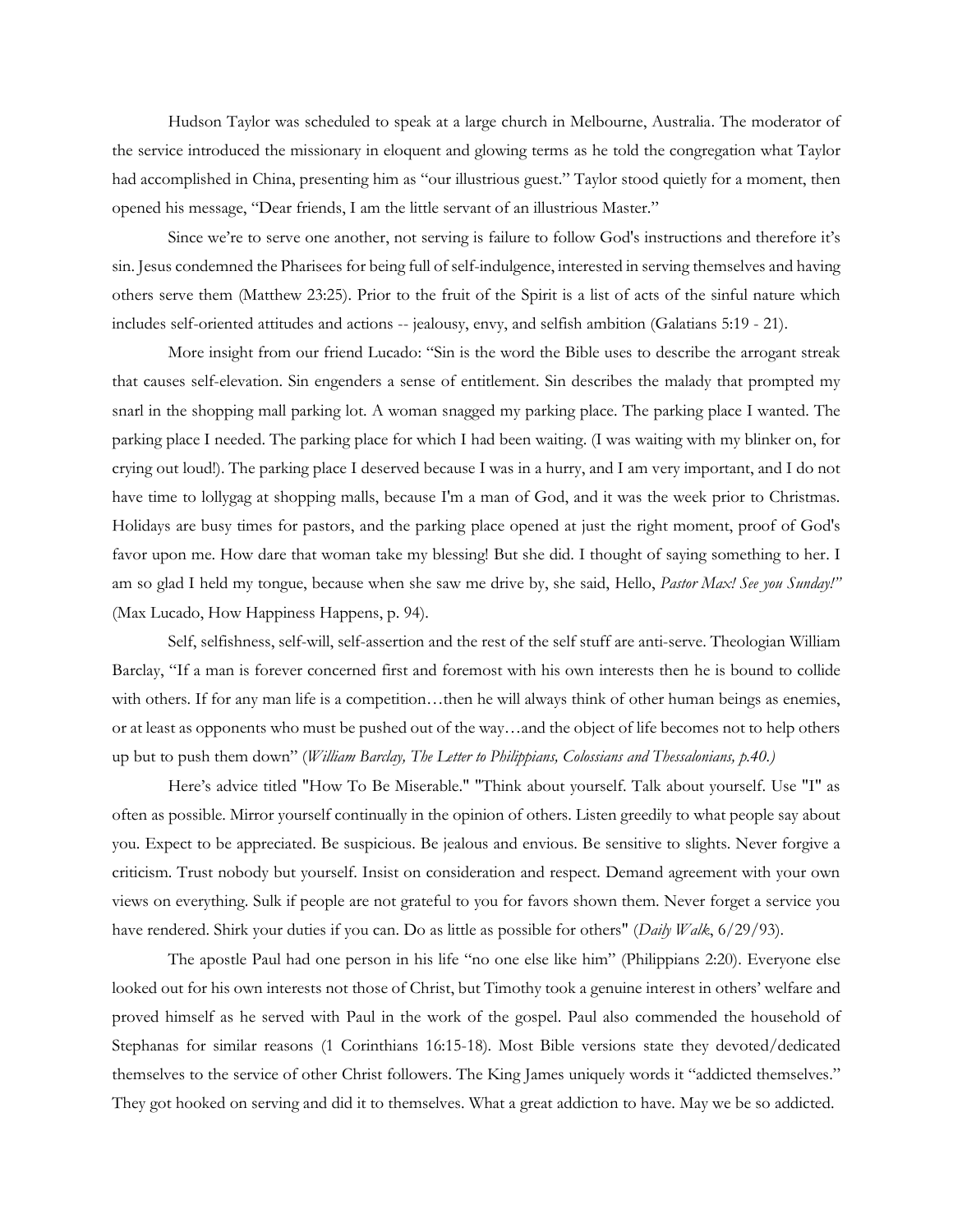Hudson Taylor was scheduled to speak at a large church in Melbourne, Australia. The moderator of the service introduced the missionary in eloquent and glowing terms as he told the congregation what Taylor had accomplished in China, presenting him as "our illustrious guest." Taylor stood quietly for a moment, then opened his message, "Dear friends, I am the little servant of an illustrious Master."

Since we're to serve one another, not serving is failure to follow God's instructions and therefore it's sin. Jesus condemned the Pharisees for being full of self-indulgence, interested in serving themselves and having others serve them (Matthew 23:25). Prior to the fruit of the Spirit is a list of acts of the sinful nature which includes self-oriented attitudes and actions -- jealousy, envy, and selfish ambition (Galatians 5:19 - 21).

More insight from our friend Lucado: "Sin is the word the Bible uses to describe the arrogant streak that causes self-elevation. Sin engenders a sense of entitlement. Sin describes the malady that prompted my snarl in the shopping mall parking lot. A woman snagged my parking place. The parking place I wanted. The parking place I needed. The parking place for which I had been waiting. (I was waiting with my blinker on, for crying out loud!). The parking place I deserved because I was in a hurry, and I am very important, and I do not have time to lollygag at shopping malls, because I'm a man of God, and it was the week prior to Christmas. Holidays are busy times for pastors, and the parking place opened at just the right moment, proof of God's favor upon me. How dare that woman take my blessing! But she did. I thought of saying something to her. I am so glad I held my tongue, because when she saw me drive by, she said, Hello, *Pastor Max! See you Sunday!"* (Max Lucado, How Happiness Happens, p. 94).

Self, selfishness, self-will, self-assertion and the rest of the self stuff are anti-serve. Theologian William Barclay, "If a man is forever concerned first and foremost with his own interests then he is bound to collide with others. If for any man life is a competition…then he will always think of other human beings as enemies, or at least as opponents who must be pushed out of the way…and the object of life becomes not to help others up but to push them down" (*William Barclay, The Letter to Philippians, Colossians and Thessalonians, p.40.)*

Here's advice titled "How To Be Miserable." "Think about yourself. Talk about yourself. Use "I" as often as possible. Mirror yourself continually in the opinion of others. Listen greedily to what people say about you. Expect to be appreciated. Be suspicious. Be jealous and envious. Be sensitive to slights. Never forgive a criticism. Trust nobody but yourself. Insist on consideration and respect. Demand agreement with your own views on everything. Sulk if people are not grateful to you for favors shown them. Never forget a service you have rendered. Shirk your duties if you can. Do as little as possible for others" (*Daily Walk*, 6/29/93).

The apostle Paul had one person in his life "no one else like him" (Philippians 2:20). Everyone else looked out for his own interests not those of Christ, but Timothy took a genuine interest in others' welfare and proved himself as he served with Paul in the work of the gospel. Paul also commended the household of Stephanas for similar reasons (1 Corinthians 16:15-18). Most Bible versions state they devoted/dedicated themselves to the service of other Christ followers. The King James uniquely words it "addicted themselves." They got hooked on serving and did it to themselves. What a great addiction to have. May we be so addicted.